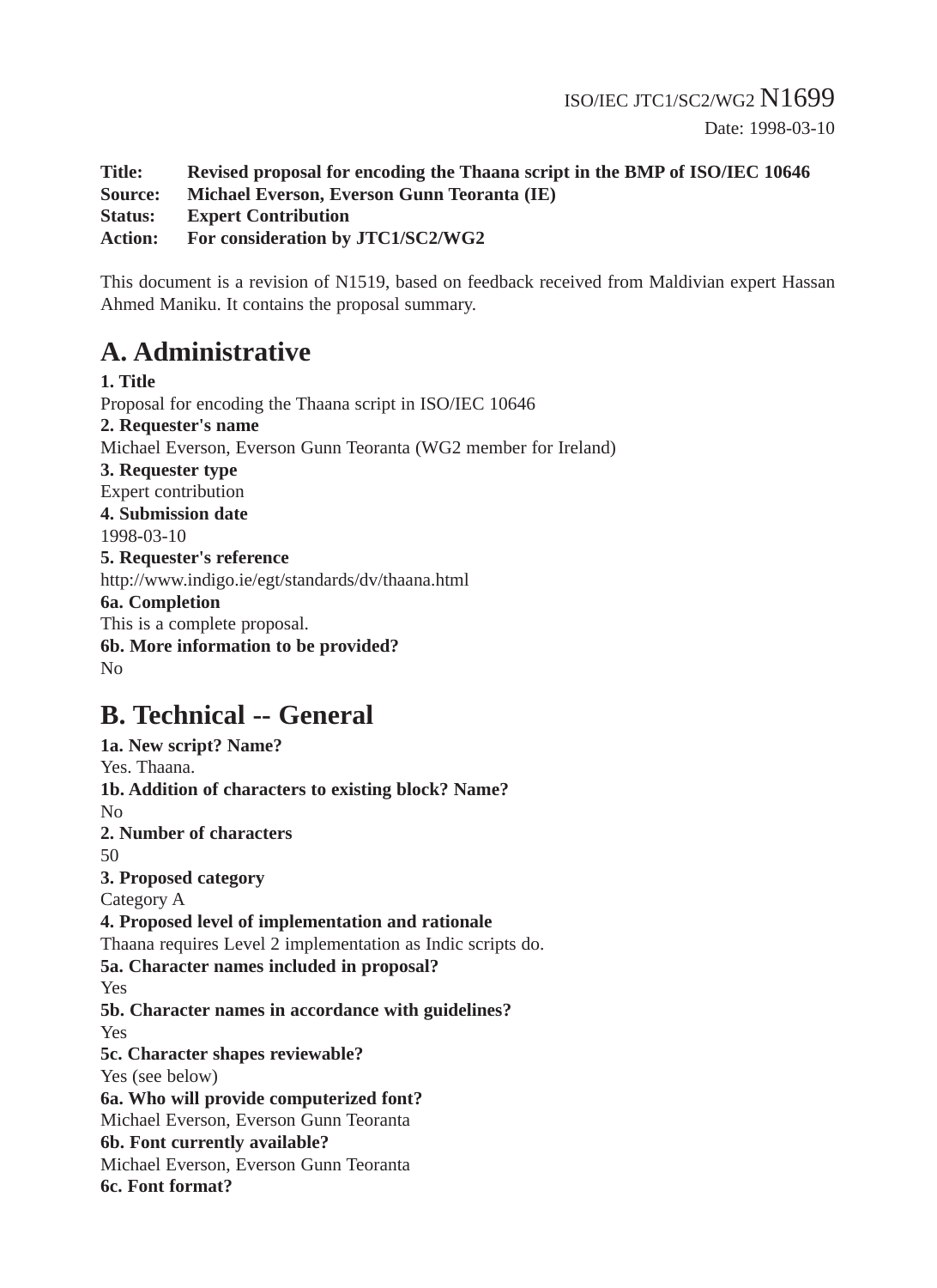ISO/IEC JTC1/SC2/WG2 N1699

Date: 1998-03-10

**Title:** **Revised proposal for encoding the Thaana script in the BMP of ISO/IEC 10646**
**Source:** **Michael Everson, Everson Gunn Teoranta (IE)**
**Status:** **Expert Contribution**
**Action:** **For consideration by JTC1/SC2/WG2**

This document is a revision of N1519, based on feedback received from Maldivian expert Hassan Ahmed Maniku. It contains the proposal summary.

# A. Administrative

**1. Title**
Proposal for encoding the Thaana script in ISO/IEC 10646
**2. Requester's name**
Michael Everson, Everson Gunn Teoranta (WG2 member for Ireland)
**3. Requester type**
Expert contribution
**4. Submission date**
1998-03-10
**5. Requester's reference**
http://www.indigo.ie/egt/standards/dv/thaana.html
**6a. Completion**
This is a complete proposal.
**6b. More information to be provided?**
No

# B. Technical -- General

**1a. New script? Name?**
Yes. Thaana.
**1b. Addition of characters to existing block? Name?**
No
**2. Number of characters**
50
**3. Proposed category**
Category A
**4. Proposed level of implementation and rationale**
Thaana requires Level 2 implementation as Indic scripts do.
**5a. Character names included in proposal?**
Yes
**5b. Character names in accordance with guidelines?**
Yes
**5c. Character shapes reviewable?**
Yes (see below)
**6a. Who will provide computerized font?**
Michael Everson, Everson Gunn Teoranta
**6b. Font currently available?**
Michael Everson, Everson Gunn Teoranta
**6c. Font format?**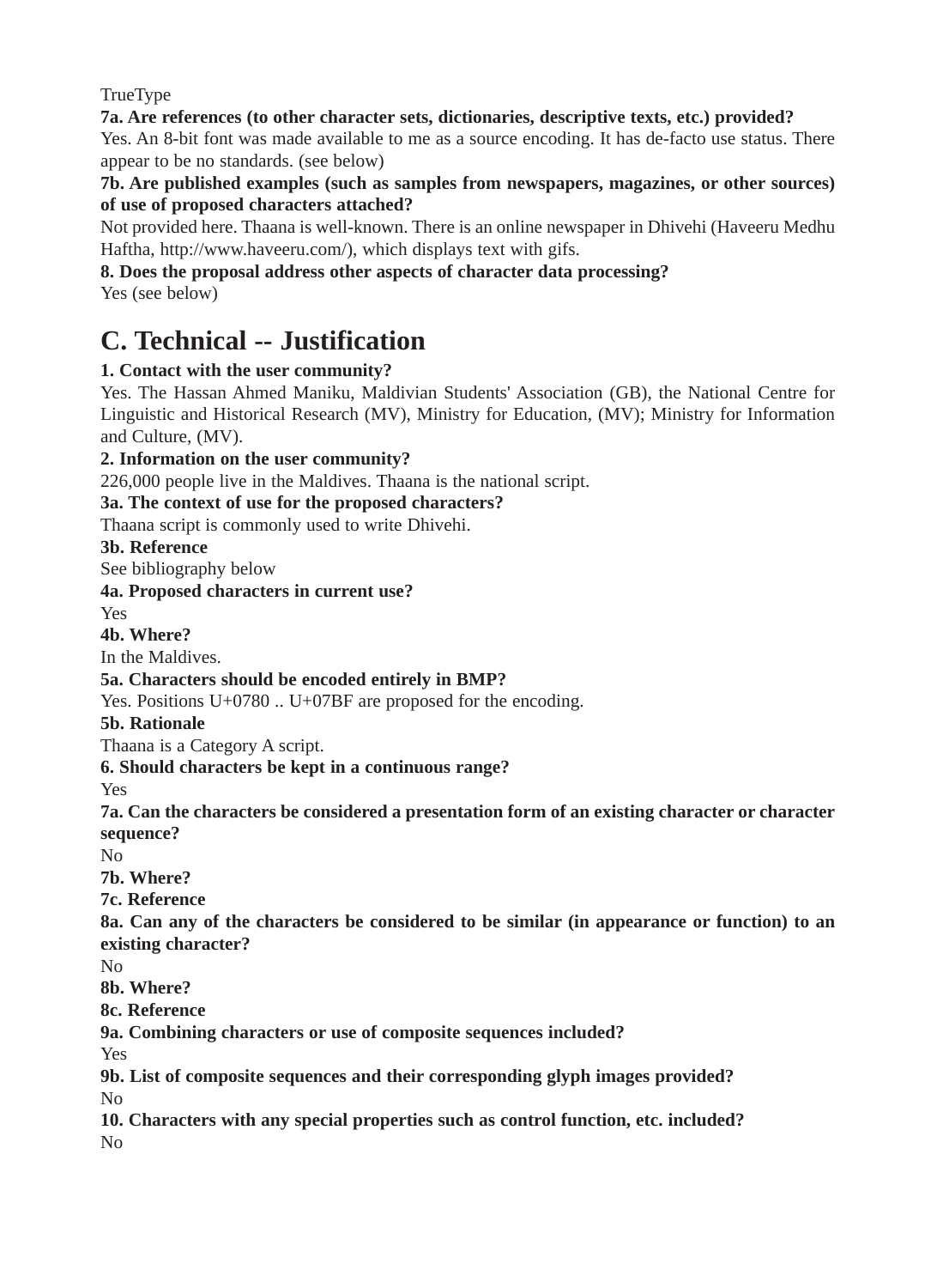TrueType

**7a. Are references (to other character sets, dictionaries, descriptive texts, etc.) provided?**

Yes. An 8-bit font was made available to me as a source encoding. It has de-facto use status. There appear to be no standards. (see below)

**7b. Are published examples (such as samples from newspapers, magazines, or other sources) of use of proposed characters attached?**

Not provided here. Thaana is well-known. There is an online newspaper in Dhivehi (Haveeru Medhu Haftha, http://www.haveeru.com/), which displays text with gifs.

**8. Does the proposal address other aspects of character data processing?**

Yes (see below)

# C. Technical -- Justification

**1. Contact with the user community?**

Yes. The Hassan Ahmed Maniku, Maldivian Students' Association (GB), the National Centre for Linguistic and Historical Research (MV), Ministry for Education, (MV); Ministry for Information and Culture, (MV).

**2. Information on the user community?**

226,000 people live in the Maldives. Thaana is the national script.

**3a. The context of use for the proposed characters?**

Thaana script is commonly used to write Dhivehi.

**3b. Reference**

See bibliography below

**4a. Proposed characters in current use?**

Yes

**4b. Where?**

In the Maldives.

**5a. Characters should be encoded entirely in BMP?**

Yes. Positions U+0780 .. U+07BF are proposed for the encoding.

**5b. Rationale**

Thaana is a Category A script.

**6. Should characters be kept in a continuous range?**

Yes

**7a. Can the characters be considered a presentation form of an existing character or character sequence?**

No

**7b. Where?**

**7c. Reference**

**8a. Can any of the characters be considered to be similar (in appearance or function) to an existing character?**

No

**8b. Where?**

**8c. Reference**

**9a. Combining characters or use of composite sequences included?**

Yes

**9b. List of composite sequences and their corresponding glyph images provided?**

No

**10. Characters with any special properties such as control function, etc. included?**

No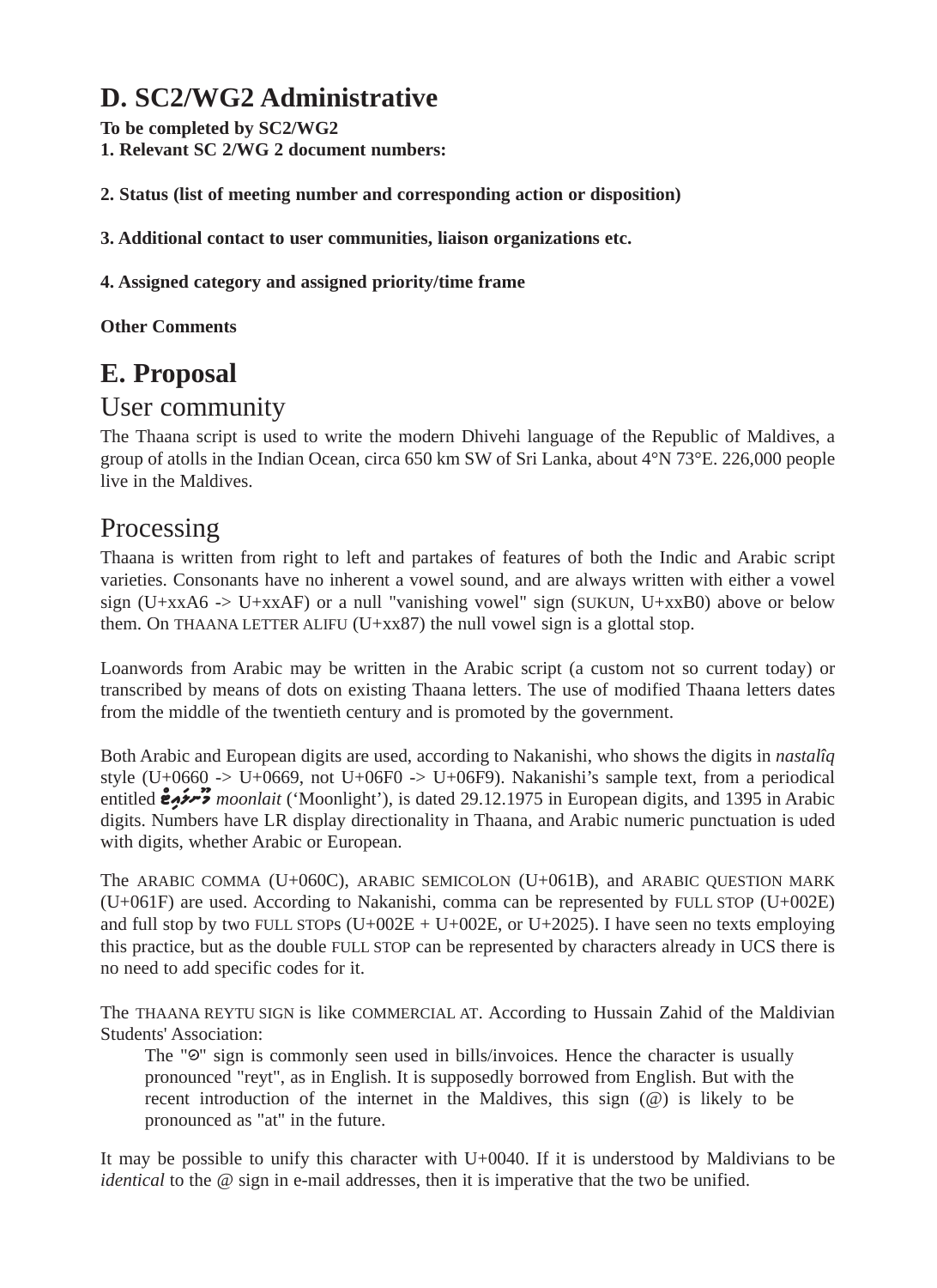# D. SC2/WG2 Administrative

**To be completed by SC2/WG2**
**1. Relevant SC 2/WG 2 document numbers:**

**2. Status (list of meeting number and corresponding action or disposition)**

**3. Additional contact to user communities, liaison organizations etc.**

**4. Assigned category and assigned priority/time frame**

**Other Comments**

# E. Proposal

## User community

The Thaana script is used to write the modern Dhivehi language of the Republic of Maldives, a group of atolls in the Indian Ocean, circa 650 km SW of Sri Lanka, about 4°N 73°E. 226,000 people live in the Maldives.

## Processing

Thaana is written from right to left and partakes of features of both the Indic and Arabic script varieties. Consonants have no inherent a vowel sound, and are always written with either a vowel sign (U+xxA6 -> U+xxAF) or a null "vanishing vowel" sign (SUKUN, U+xxB0) above or below them. On THAANA LETTER ALIFU (U+xx87) the null vowel sign is a glottal stop.

Loanwords from Arabic may be written in the Arabic script (a custom not so current today) or transcribed by means of dots on existing Thaana letters. The use of modified Thaana letters dates from the middle of the twentieth century and is promoted by the government.

Both Arabic and European digits are used, according to Nakanishi, who shows the digits in *nastalîq* style (U+0660 -> U+0669, not U+06F0 -> U+06F9). Nakanishi’s sample text, from a periodical entitled މޫނުލައިޓް *moonlait* (‘Moonlight’), is dated 29.12.1975 in European digits, and 1395 in Arabic digits. Numbers have LR display directionality in Thaana, and Arabic numeric punctuation is uded with digits, whether Arabic or European.

The ARABIC COMMA (U+060C), ARABIC SEMICOLON (U+061B), and ARABIC QUESTION MARK (U+061F) are used. According to Nakanishi, comma can be represented by FULL STOP (U+002E) and full stop by two FULL STOPs (U+002E + U+002E, or U+2025). I have seen no texts employing this practice, but as the double FULL STOP can be represented by characters already in UCS there is no need to add specific codes for it.

The THAANA REYTU SIGN is like COMMERCIAL AT. According to Hussain Zahid of the Maldivian Students' Association:

> The "@" sign is commonly seen used in bills/invoices. Hence the character is usually pronounced "reyt", as in English. It is supposedly borrowed from English. But with the recent introduction of the internet in the Maldives, this sign (@) is likely to be pronounced as "at" in the future.

It may be possible to unify this character with U+0040. If it is understood by Maldivians to be *identical* to the @ sign in e-mail addresses, then it is imperative that the two be unified.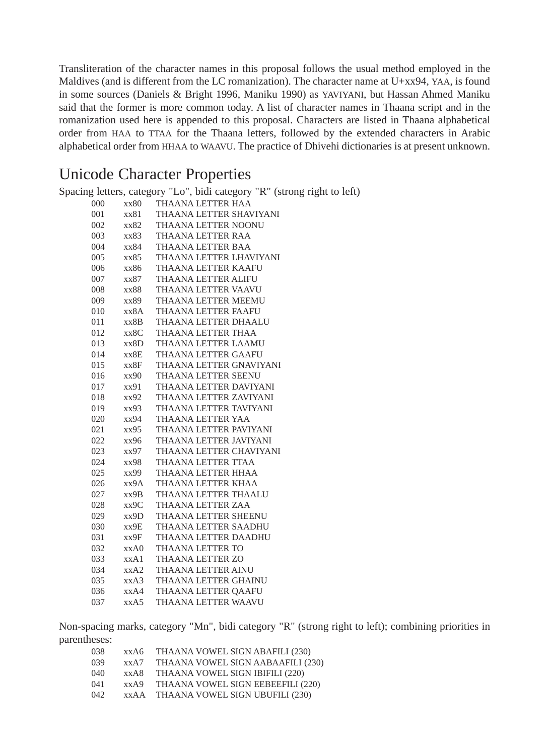Transliteration of the character names in this proposal follows the usual method employed in the Maldives (and is different from the LC romanization). The character name at U+xx94, YAA, is found in some sources (Daniels & Bright 1996, Maniku 1990) as YAVIYANI, but Hassan Ahmed Maniku said that the former is more common today. A list of character names in Thaana script and in the romanization used here is appended to this proposal. Characters are listed in Thaana alphabetical order from HAA to TTAA for the Thaana letters, followed by the extended characters in Arabic alphabetical order from HHAA to WAAVU. The practice of Dhivehi dictionaries is at present unknown.

# Unicode Character Properties

Spacing letters, category "Lo", bidi category "R" (strong right to left)

| | | |
|---|---|---|
| 000 | xx80 | THAANA LETTER HAA |
| 001 | xx81 | THAANA LETTER SHAVIYANI |
| 002 | xx82 | THAANA LETTER NOONU |
| 003 | xx83 | THAANA LETTER RAA |
| 004 | xx84 | THAANA LETTER BAA |
| 005 | xx85 | THAANA LETTER LHAVIYANI |
| 006 | xx86 | THAANA LETTER KAAFU |
| 007 | xx87 | THAANA LETTER ALIFU |
| 008 | xx88 | THAANA LETTER VAAVU |
| 009 | xx89 | THAANA LETTER MEEMU |
| 010 | xx8A | THAANA LETTER FAAFU |
| 011 | xx8B | THAANA LETTER DHAALU |
| 012 | xx8C | THAANA LETTER THAA |
| 013 | xx8D | THAANA LETTER LAAMU |
| 014 | xx8E | THAANA LETTER GAAFU |
| 015 | xx8F | THAANA LETTER GNAVIYANI |
| 016 | xx90 | THAANA LETTER SEENU |
| 017 | xx91 | THAANA LETTER DAVIYANI |
| 018 | xx92 | THAANA LETTER ZAVIYANI |
| 019 | xx93 | THAANA LETTER TAVIYANI |
| 020 | xx94 | THAANA LETTER YAA |
| 021 | xx95 | THAANA LETTER PAVIYANI |
| 022 | xx96 | THAANA LETTER JAVIYANI |
| 023 | xx97 | THAANA LETTER CHAVIYANI |
| 024 | xx98 | THAANA LETTER TTAA |
| 025 | xx99 | THAANA LETTER HHAA |
| 026 | xx9A | THAANA LETTER KHAA |
| 027 | xx9B | THAANA LETTER THAALU |
| 028 | xx9C | THAANA LETTER ZAA |
| 029 | xx9D | THAANA LETTER SHEENU |
| 030 | xx9E | THAANA LETTER SAADHU |
| 031 | xx9F | THAANA LETTER DAADHU |
| 032 | xxA0 | THAANA LETTER TO |
| 033 | xxA1 | THAANA LETTER ZO |
| 034 | xxA2 | THAANA LETTER AINU |
| 035 | xxA3 | THAANA LETTER GHAINU |
| 036 | xxA4 | THAANA LETTER QAAFU |
| 037 | xxA5 | THAANA LETTER WAAVU |

Non-spacing marks, category "Mn", bidi category "R" (strong right to left); combining priorities in parentheses:

| | | |
|---|---|---|
| 038 | xxA6 | THAANA VOWEL SIGN ABAFILI (230) |
| 039 | xxA7 | THAANA VOWEL SIGN AABAAFILI (230) |
| 040 | xxA8 | THAANA VOWEL SIGN IBIFILI (220) |
| 041 | xxA9 | THAANA VOWEL SIGN EEBEEFILI (220) |
| 042 | xxAA | THAANA VOWEL SIGN UBUFILI (230) |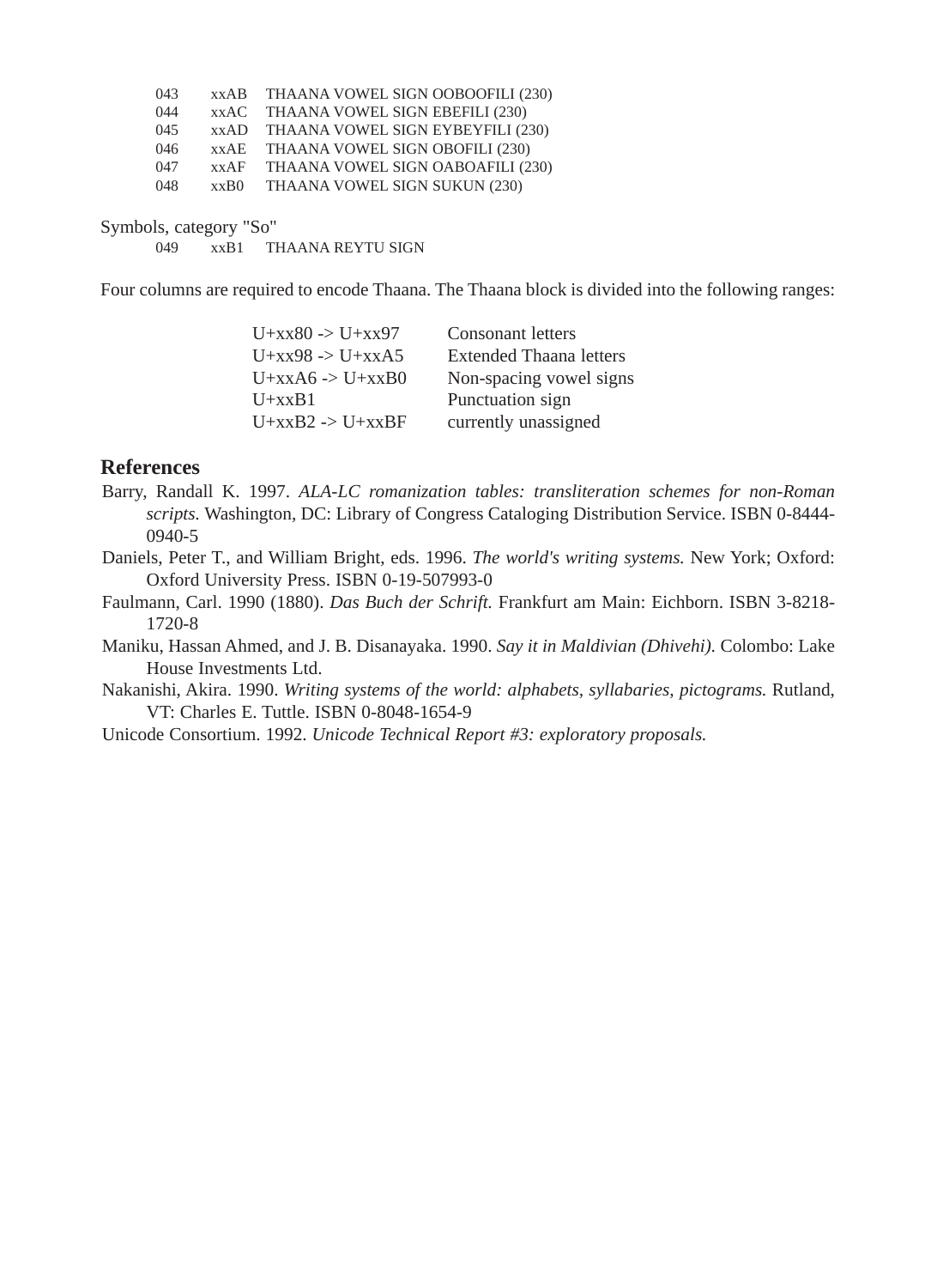| | | |
|---|---|---|
| 043 | xxAB | THAANA VOWEL SIGN OOBOOFILI (230) |
| 044 | xxAC | THAANA VOWEL SIGN EBEFILI (230) |
| 045 | xxAD | THAANA VOWEL SIGN EYBEYFILI (230) |
| 046 | xxAE | THAANA VOWEL SIGN OBOFILI (230) |
| 047 | xxAF | THAANA VOWEL SIGN OABOAFILI (230) |
| 048 | xxB0 | THAANA VOWEL SIGN SUKUN (230) |

Symbols, category "So"

| | | |
|---|---|---|
| 049 | xxB1 | THAANA REYTU SIGN |

Four columns are required to encode Thaana. The Thaana block is divided into the following ranges:

| | |
|---|---|
| U+xx80 -> U+xx97 | Consonant letters |
| U+xx98 -> U+xxA5 | Extended Thaana letters |
| U+xxA6 -> U+xxB0 | Non-spacing vowel signs |
| U+xxB1 | Punctuation sign |
| U+xxB2 -> U+xxBF | currently unassigned |

## References

Barry, Randall K. 1997. *ALA-LC romanization tables: transliteration schemes for non-Roman scripts.* Washington, DC: Library of Congress Cataloging Distribution Service. ISBN 0-8444-0940-5

Daniels, Peter T., and William Bright, eds. 1996. *The world's writing systems.* New York; Oxford: Oxford University Press. ISBN 0-19-507993-0

Faulmann, Carl. 1990 (1880). *Das Buch der Schrift.* Frankfurt am Main: Eichborn. ISBN 3-8218-1720-8

Maniku, Hassan Ahmed, and J. B. Disanayaka. 1990. *Say it in Maldivian (Dhivehi).* Colombo: Lake House Investments Ltd.

Nakanishi, Akira. 1990. *Writing systems of the world: alphabets, syllabaries, pictograms.* Rutland, VT: Charles E. Tuttle. ISBN 0-8048-1654-9

Unicode Consortium. 1992. *Unicode Technical Report #3: exploratory proposals.*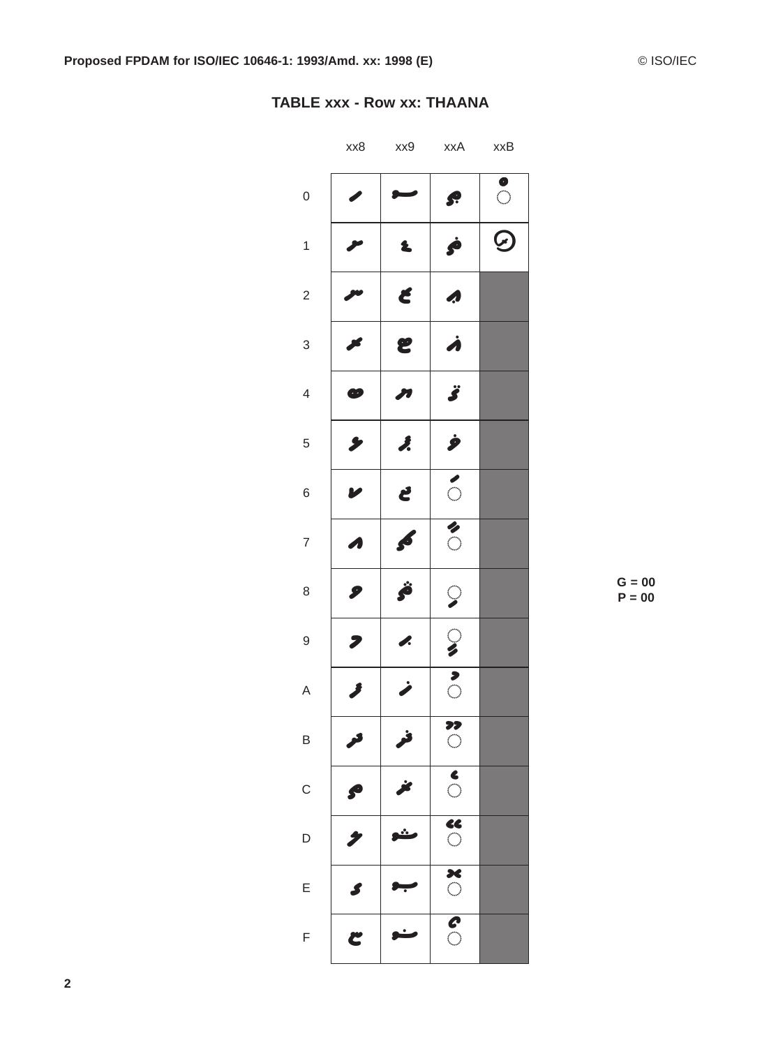## TABLE xxx - Row xx: THAANA

| | xx8 | xx9 | xxA | xxB |
|---|---|---|---|---|
| 0 | ހ | ސ | ޠ | ◌ް |
| 1 | ށ | ޑ | ޡ | ޱ |
| 2 | ނ | ޒ | ޢ | |
| 3 | ރ | ޓ | ޣ | |
| 4 | ބ | ޔ | ޤ | |
| 5 | ޅ | ޕ | ޥ | |
| 6 | ކ | ޖ | ◌ަ | |
| 7 | އ | ޗ | ◌ާ | |
| 8 | ވ | ޘ | ◌ި | |
| 9 | މ | ޙ | ◌ީ | |
| A | ފ | ޚ | ◌ު | |
| B | ދ | ޛ | ◌ޫ | |
| C | ތ | ޜ | ◌ެ | |
| D | ލ | ޝ | ◌ޭ | |
| E | ގ | ޞ | ◌ޮ | |
| F | ޏ | ޟ | ◌ޯ | |

G = 00
P = 00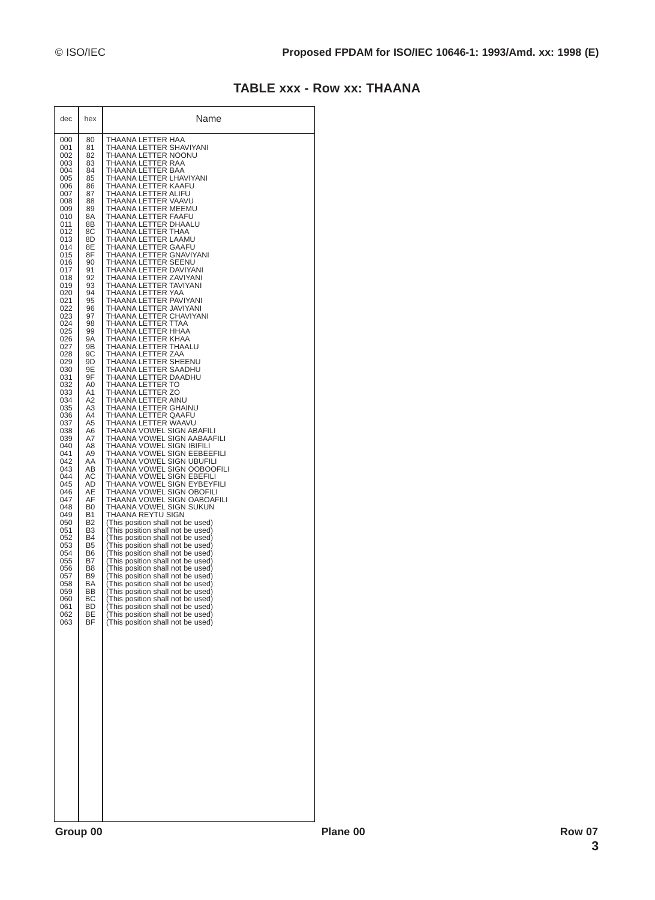## TABLE xxx - Row xx: THAANA

| dec | hex | Name |
|---|---|---|
| 000 | 80 | THAANA LETTER HAA |
| 001 | 81 | THAANA LETTER SHAVIYANI |
| 002 | 82 | THAANA LETTER NOONU |
| 003 | 83 | THAANA LETTER RAA |
| 004 | 84 | THAANA LETTER BAA |
| 005 | 85 | THAANA LETTER LHAVIYANI |
| 006 | 86 | THAANA LETTER KAAFU |
| 007 | 87 | THAANA LETTER ALIFU |
| 008 | 88 | THAANA LETTER VAAVU |
| 009 | 89 | THAANA LETTER MEEMU |
| 010 | 8A | THAANA LETTER FAAFU |
| 011 | 8B | THAANA LETTER DHAALU |
| 012 | 8C | THAANA LETTER THAA |
| 013 | 8D | THAANA LETTER LAAMU |
| 014 | 8E | THAANA LETTER GAAFU |
| 015 | 8F | THAANA LETTER GNAVIYANI |
| 016 | 90 | THAANA LETTER SEENU |
| 017 | 91 | THAANA LETTER DAVIYANI |
| 018 | 92 | THAANA LETTER ZAVIYANI |
| 019 | 93 | THAANA LETTER TAVIYANI |
| 020 | 94 | THAANA LETTER YAA |
| 021 | 95 | THAANA LETTER PAVIYANI |
| 022 | 96 | THAANA LETTER JAVIYANI |
| 023 | 97 | THAANA LETTER CHAVIYANI |
| 024 | 98 | THAANA LETTER TTAA |
| 025 | 99 | THAANA LETTER HHAA |
| 026 | 9A | THAANA LETTER KHAA |
| 027 | 9B | THAANA LETTER THAALU |
| 028 | 9C | THAANA LETTER ZAA |
| 029 | 9D | THAANA LETTER SHEENU |
| 030 | 9E | THAANA LETTER SAADHU |
| 031 | 9F | THAANA LETTER DAADHU |
| 032 | A0 | THAANA LETTER TO |
| 033 | A1 | THAANA LETTER ZO |
| 034 | A2 | THAANA LETTER AINU |
| 035 | A3 | THAANA LETTER GHAINU |
| 036 | A4 | THAANA LETTER QAAFU |
| 037 | A5 | THAANA LETTER WAAVU |
| 038 | A6 | THAANA VOWEL SIGN ABAFILI |
| 039 | A7 | THAANA VOWEL SIGN AABAAFILI |
| 040 | A8 | THAANA VOWEL SIGN IBIFILI |
| 041 | A9 | THAANA VOWEL SIGN EEBEEFILI |
| 042 | AA | THAANA VOWEL SIGN UBUFILI |
| 043 | AB | THAANA VOWEL SIGN OOBOOFILI |
| 044 | AC | THAANA VOWEL SIGN EBEFILI |
| 045 | AD | THAANA VOWEL SIGN EYBEYFILI |
| 046 | AE | THAANA VOWEL SIGN OBOFILI |
| 047 | AF | THAANA VOWEL SIGN OABOAFILI |
| 048 | B0 | THAANA VOWEL SIGN SUKUN |
| 049 | B1 | THAANA REYTU SIGN |
| 050 | B2 | (This position shall not be used) |
| 051 | B3 | (This position shall not be used) |
| 052 | B4 | (This position shall not be used) |
| 053 | B5 | (This position shall not be used) |
| 054 | B6 | (This position shall not be used) |
| 055 | B7 | (This position shall not be used) |
| 056 | B8 | (This position shall not be used) |
| 057 | B9 | (This position shall not be used) |
| 058 | BA | (This position shall not be used) |
| 059 | BB | (This position shall not be used) |
| 060 | BC | (This position shall not be used) |
| 061 | BD | (This position shall not be used) |
| 062 | BE | (This position shall not be used) |
| 063 | BF | (This position shall not be used) |

Group 00 Plane 00 Row 07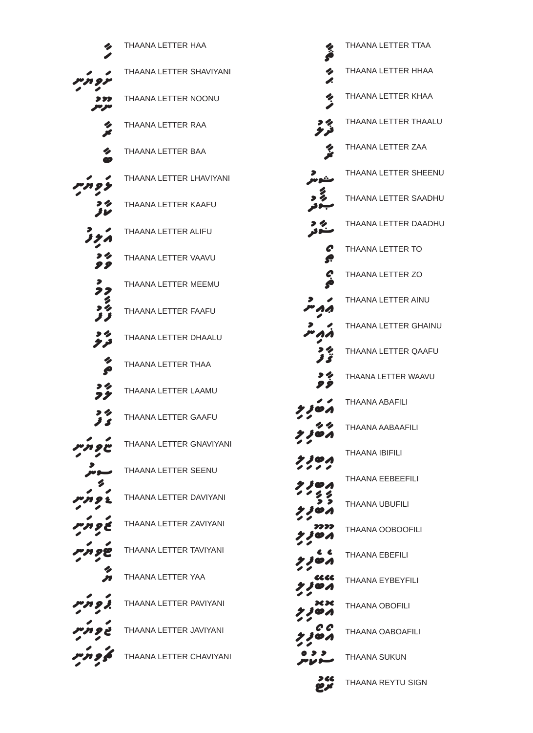| | |
|---|---|
| ހާ | THAANA LETTER HAA |
| ށަވިޔަނި | THAANA LETTER SHAVIYANI |
| ނޫނު | THAANA LETTER NOONU |
| ރާ | THAANA LETTER RAA |
| ބާ | THAANA LETTER BAA |
| ޅަވިޔަނި | THAANA LETTER LHAVIYANI |
| ކާފު | THAANA LETTER KAAFU |
| އަލިފު | THAANA LETTER ALIFU |
| ވާވު | THAANA LETTER VAAVU |
| މީމު | THAANA LETTER MEEMU |
| ފާފު | THAANA LETTER FAAFU |
| ދާލު | THAANA LETTER DHAALU |
| ތާ | THAANA LETTER THAA |
| ލާމު | THAANA LETTER LAAMU |
| ގާފު | THAANA LETTER GAAFU |
| ޏަވިޔަނި | THAANA LETTER GNAVIYANI |
| ސީނު | THAANA LETTER SEENU |
| ޑަވިޔަނި | THAANA LETTER DAVIYANI |
| ޒަވިޔަނި | THAANA LETTER ZAVIYANI |
| ޓަވިޔަނި | THAANA LETTER TAVIYANI |
| ޔާ | THAANA LETTER YAA |
| ޕަވިޔަނި | THAANA LETTER PAVIYANI |
| ޖަވިޔަނި | THAANA LETTER JAVIYANI |
| ޗަވިޔަނި | THAANA LETTER CHAVIYANI |
| ޘާ | THAANA LETTER TTAA |
| ޙާ | THAANA LETTER HHAA |
| ޚާ | THAANA LETTER KHAA |
| ޛާލު | THAANA LETTER THAALU |
| ޜާ | THAANA LETTER ZAA |
| ޝީނު | THAANA LETTER SHEENU |
| ޞާދު | THAANA LETTER SAADHU |
| ޟާދު | THAANA LETTER DAADHU |
| ޠޮ | THAANA LETTER TO |
| ޡޮ | THAANA LETTER ZO |
| ޢައިނު | THAANA LETTER AINU |
| ޣައިނު | THAANA LETTER GHAINU |
| ޤާފު | THAANA LETTER QAAFU |
| ޥާވު | THAANA LETTER WAAVU |
| އަބަފިލި | THAANA ABAFILI |
| އާބާފިލި | THAANA AABAAFILI |
| އިބިފިލި | THAANA IBIFILI |
| އީބީފިލި | THAANA EEBEEFILI |
| އުބުފިލި | THAANA UBUFILI |
| އޫބޫފިލި | THAANA OOBOOFILI |
| އެބެފިލި | THAANA EBEFILI |
| އޭބޭފިލި | THAANA EYBEYFILI |
| އޮބޮފިލި | THAANA OBOFILI |
| އޯބޯފިލި | THAANA OABOAFILI |
| ސުކުން | THAANA SUKUN |
| ރޭތު | THAANA REYTU SIGN |